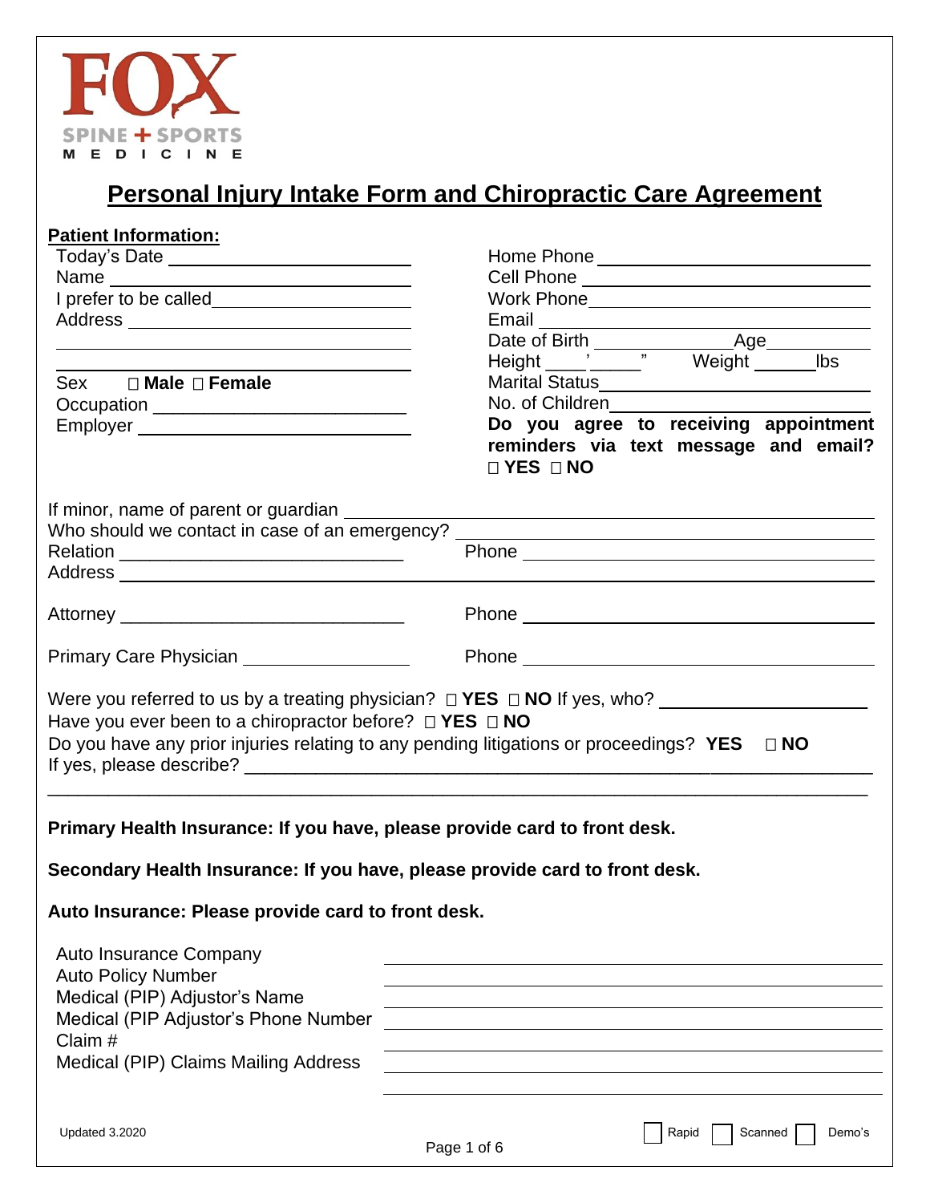FOX SPINE + SPORTS MEDICINE

# Personal Injury Intake Form and Chiropractic Care Agreement

**Patient Information:**

Today's Date ____________________

Name ____________________

I prefer to be called ____________________

Address ____________________

____________________

____________________

Sex ☐ **Male** ☐ **Female**

Occupation ____________________

Employer ____________________

Home Phone ____________________

Cell Phone ____________________

Work Phone ____________________

Email ____________________

Date of Birth ______________ Age __________

Height ____' _____" Weight ______ lbs

Marital Status ____________________

No. of Children ____________________

**Do you agree to receiving appointment reminders via text message and email?**
☐ **YES** ☐ **NO**

If minor, name of parent or guardian ____________________

Who should we contact in case of an emergency? ____________________

Relation ____________________ Phone ____________________

Address ____________________

Attorney ____________________ Phone ____________________

Primary Care Physician ________________ Phone ____________________

Were you referred to us by a treating physician? ☐ **YES** ☐ **NO** If yes, who? ____________________

Have you ever been to a chiropractor before? ☐ **YES** ☐ **NO**

Do you have any prior injuries relating to any pending litigations or proceedings? **YES** ☐ **NO**

If yes, please describe? ____________________

____________________

**Primary Health Insurance: If you have, please provide card to front desk.**

**Secondary Health Insurance: If you have, please provide card to front desk.**

**Auto Insurance: Please provide card to front desk.**

Auto Insurance Company ____________________

Auto Policy Number ____________________

Medical (PIP) Adjustor's Name ____________________

Medical (PIP Adjustor's Phone Number ____________________

Claim # ____________________

Medical (PIP) Claims Mailing Address ____________________

____________________

Updated 3.2020

☐ Rapid ☐ Scanned ☐ Demo's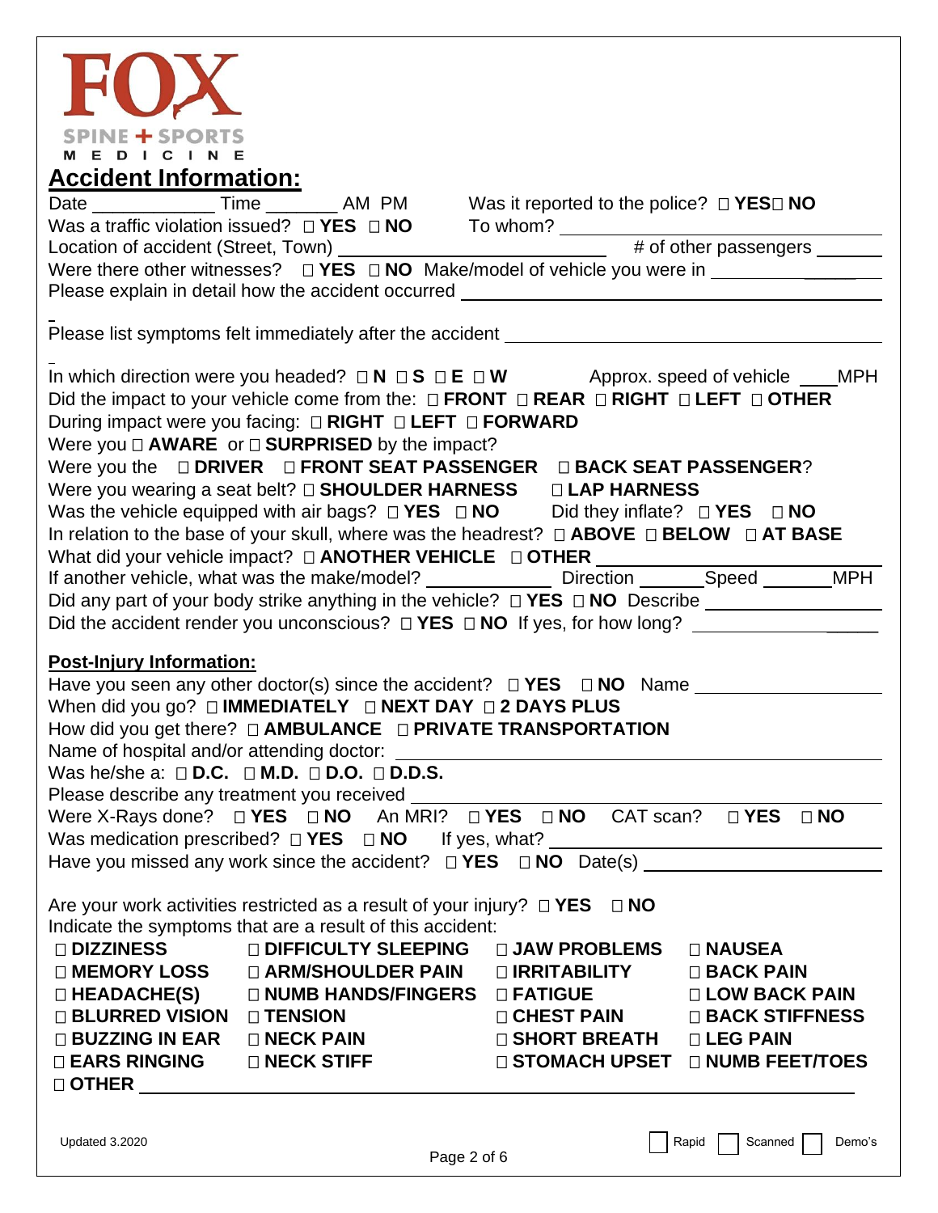**FOX**

SPINE + SPORTS
MEDICINE

## Accident Information:

Date ____________ Time _______ AM PM Was it reported to the police? ☐ **YES** ☐ **NO**

Was a traffic violation issued? ☐ **YES** ☐ **NO** To whom? ______________________

Location of accident (Street, Town) ______________________ # of other passengers _______

Were there other witnesses? ☐ **YES** ☐ **NO** Make/model of vehicle you were in ______________

Please explain in detail how the accident occurred ______________________________________

Please list symptoms felt immediately after the accident ______________________________________

In which direction were you headed? ☐ **N** ☐ **S** ☐ **E** ☐ **W** Approx. speed of vehicle ____MPH

Did the impact to your vehicle come from the: ☐ **FRONT** ☐ **REAR** ☐ **RIGHT** ☐ **LEFT** ☐ **OTHER**

During impact were you facing: ☐ **RIGHT** ☐ **LEFT** ☐ **FORWARD**

Were you ☐ **AWARE** or ☐ **SURPRISED** by the impact?

Were you the ☐ **DRIVER** ☐ **FRONT SEAT PASSENGER** ☐ **BACK SEAT PASSENGER**?

Were you wearing a seat belt? ☐ **SHOULDER HARNESS** ☐ **LAP HARNESS**

Was the vehicle equipped with air bags? ☐ **YES** ☐ **NO** Did they inflate? ☐ **YES** ☐ **NO**

In relation to the base of your skull, where was the headrest? ☐ **ABOVE** ☐ **BELOW** ☐ **AT BASE**

What did your vehicle impact? ☐ **ANOTHER VEHICLE** ☐ **OTHER** ______________________

If another vehicle, what was the make/model? ____________ Direction ______Speed _______MPH

Did any part of your body strike anything in the vehicle? ☐ **YES** ☐ **NO** Describe ________________

Did the accident render you unconscious? ☐ **YES** ☐ **NO** If yes, for how long? ________________

### Post-Injury Information:

Have you seen any other doctor(s) since the accident? ☐ **YES** ☐ **NO** Name ________________

When did you go? ☐ **IMMEDIATELY** ☐ **NEXT DAY** ☐ **2 DAYS PLUS**

How did you get there? ☐ **AMBULANCE** ☐ **PRIVATE TRANSPORTATION**

Name of hospital and/or attending doctor: ______________________________________

Was he/she a: ☐ **D.C.** ☐ **M.D.** ☐ **D.O.** ☐ **D.D.S.**

Please describe any treatment you received ______________________________________

Were X-Rays done? ☐ **YES** ☐ **NO** An MRI? ☐ **YES** ☐ **NO** CAT scan? ☐ **YES** ☐ **NO**

Was medication prescribed? ☐ **YES** ☐ **NO** If yes, what? ______________________________

Have you missed any work since the accident? ☐ **YES** ☐ **NO** Date(s) ______________________

Are your work activities restricted as a result of your injury? ☐ **YES** ☐ **NO**

Indicate the symptoms that are a result of this accident:

| | | | |
|---|---|---|---|
| ☐ **DIZZINESS** | ☐ **DIFFICULTY SLEEPING** | ☐ **JAW PROBLEMS** | ☐ **NAUSEA** |
| ☐ **MEMORY LOSS** | ☐ **ARM/SHOULDER PAIN** | ☐ **IRRITABILITY** | ☐ **BACK PAIN** |
| ☐ **HEADACHE(S)** | ☐ **NUMB HANDS/FINGERS** | ☐ **FATIGUE** | ☐ **LOW BACK PAIN** |
| ☐ **BLURRED VISION** | ☐ **TENSION** | ☐ **CHEST PAIN** | ☐ **BACK STIFFNESS** |
| ☐ **BUZZING IN EAR** | ☐ **NECK PAIN** | ☐ **SHORT BREATH** | ☐ **LEG PAIN** |
| ☐ **EARS RINGING** | ☐ **NECK STIFF** | ☐ **STOMACH UPSET** | ☐ **NUMB FEET/TOES** |

☐ **OTHER** ______________________________________________________________

Updated 3.2020

☐ Rapid ☐ Scanned ☐ Demo's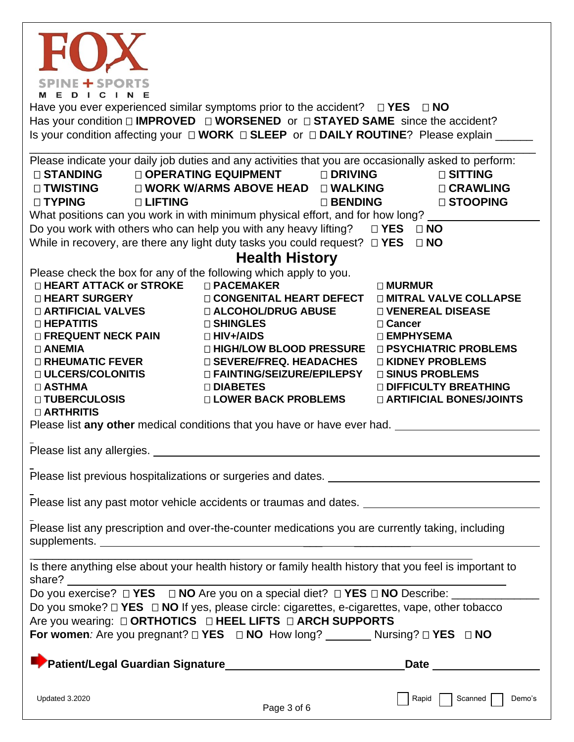**FOX**
SPINE + SPORTS
MEDICINE

Have you ever experienced similar symptoms prior to the accident? ☐ **YES** ☐ **NO**
Has your condition ☐ **IMPROVED** ☐ **WORSENED** or ☐ **STAYED SAME** since the accident?
Is your condition affecting your ☐ **WORK** ☐ **SLEEP** or ☐ **DAILY ROUTINE**? Please explain ______
______________________________________________________________________________

Please indicate your daily job duties and any activities that you are occasionally asked to perform:

| | | | |
|---|---|---|---|
| ☐ **STANDING** | ☐ **OPERATING EQUIPMENT** | ☐ **DRIVING** | ☐ **SITTING** |
| ☐ **TWISTING** | ☐ **WORK W/ARMS ABOVE HEAD** | ☐ **WALKING** | ☐ **CRAWLING** |
| ☐ **TYPING** | ☐ **LIFTING** | ☐ **BENDING** | ☐ **STOOPING** |

What positions can you work in with minimum physical effort, and for how long? ________________
Do you work with others who can help you with any heavy lifting? ☐ **YES** ☐ **NO**
While in recovery, are there any light duty tasks you could request? ☐ **YES** ☐ **NO**

## Health History

Please check the box for any of the following which apply to you.

| | | |
|---|---|---|
| ☐ **HEART ATTACK or STROKE** | ☐ **PACEMAKER** | ☐ **MURMUR** |
| ☐ **HEART SURGERY** | ☐ **CONGENITAL HEART DEFECT** | ☐ **MITRAL VALVE COLLAPSE** |
| ☐ **ARTIFICIAL VALVES** | ☐ **ALCOHOL/DRUG ABUSE** | ☐ **VENEREAL DISEASE** |
| ☐ **HEPATITIS** | ☐ **SHINGLES** | ☐ **Cancer** |
| ☐ **FREQUENT NECK PAIN** | ☐ **HIV+/AIDS** | ☐ **EMPHYSEMA** |
| ☐ **ANEMIA** | ☐ **HIGH/LOW BLOOD PRESSURE** | ☐ **PSYCHIATRIC PROBLEMS** |
| ☐ **RHEUMATIC FEVER** | ☐ **SEVERE/FREQ. HEADACHES** | ☐ **KIDNEY PROBLEMS** |
| ☐ **ULCERS/COLONITIS** | ☐ **FAINTING/SEIZURE/EPILEPSY** | ☐ **SINUS PROBLEMS** |
| ☐ **ASTHMA** | ☐ **DIABETES** | ☐ **DIFFICULTY BREATHING** |
| ☐ **TUBERCULOSIS** | ☐ **LOWER BACK PROBLEMS** | ☐ **ARTIFICIAL BONES/JOINTS** |
| ☐ **ARTHRITIS** | | |

Please list **any other** medical conditions that you have or have ever had. ________________________

Please list any allergies. ______________________________________________________________

Please list previous hospitalizations or surgeries and dates. ____________________________________

Please list any past motor vehicle accidents or traumas and dates. ______________________________

Please list any prescription and over-the-counter medications you are currently taking, including supplements. ______________________________________________________________

Is there anything else about your health history or family health history that you feel is important to share? ______________________________________________________________

Do you exercise? ☐ **YES** ☐ **NO** Are you on a special diet? ☐ **YES** ☐ **NO** Describe: ______________
Do you smoke? ☐ **YES** ☐ **NO** If yes, please circle: cigarettes, e-cigarettes, vape, other tobacco
Are you wearing: ☐ **ORTHOTICS** ☐ **HEEL LIFTS** ☐ **ARCH SUPPORTS**
**For women**: Are you pregnant? ☐ **YES** ☐ **NO** How long? ________ Nursing? ☐ **YES** ☐ **NO**

**Patient/Legal Guardian Signature** ______________________________ **Date** ________________

Updated 3.2020

☐ Rapid ☐ Scanned ☐ Demo's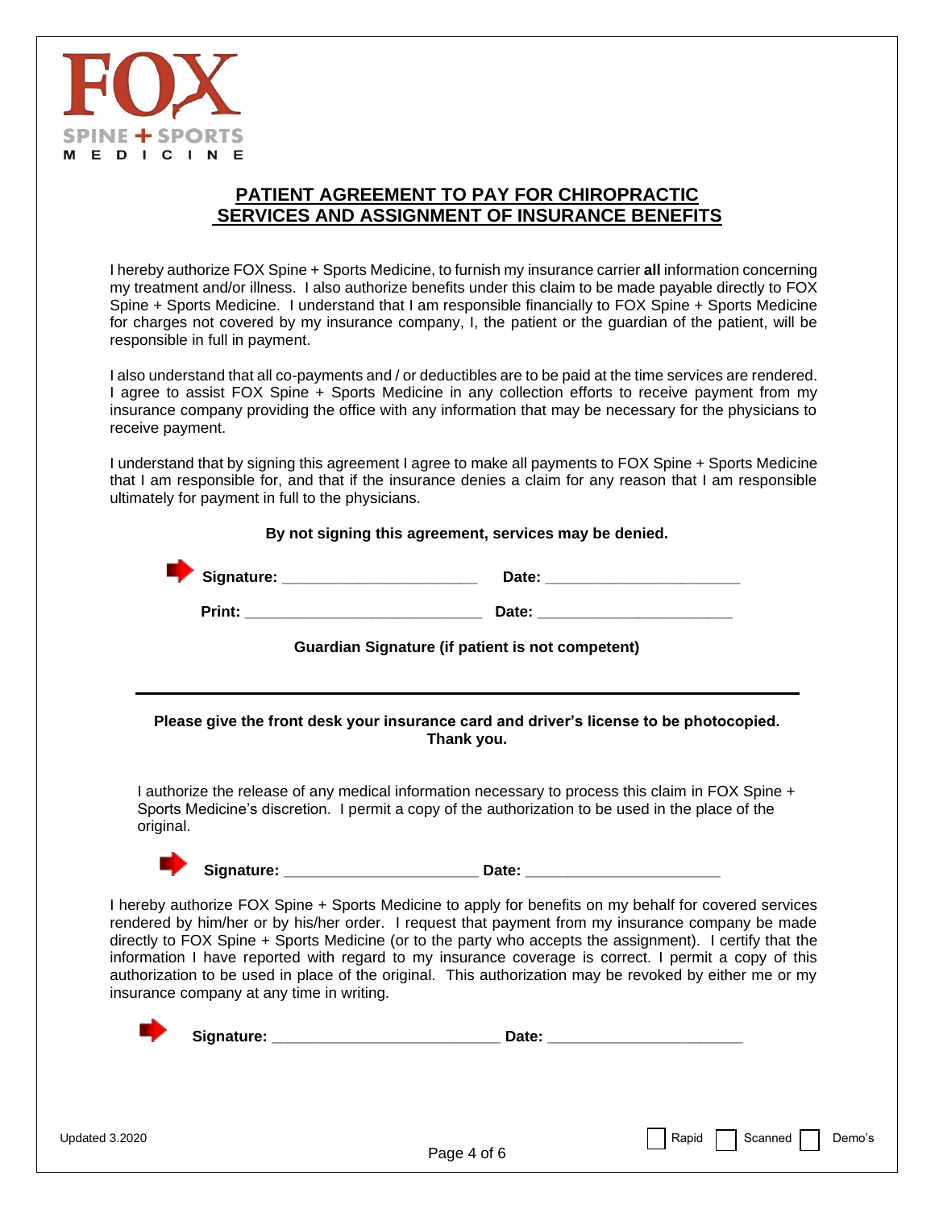FOX

SPINE + SPORTS

MEDICINE

## PATIENT AGREEMENT TO PAY FOR CHIROPRACTIC SERVICES AND ASSIGNMENT OF INSURANCE BENEFITS

I hereby authorize FOX Spine + Sports Medicine, to furnish my insurance carrier **all** information concerning my treatment and/or illness. I also authorize benefits under this claim to be made payable directly to FOX Spine + Sports Medicine. I understand that I am responsible financially to FOX Spine + Sports Medicine for charges not covered by my insurance company, I, the patient or the guardian of the patient, will be responsible in full in payment.

I also understand that all co-payments and / or deductibles are to be paid at the time services are rendered. I agree to assist FOX Spine + Sports Medicine in any collection efforts to receive payment from my insurance company providing the office with any information that may be necessary for the physicians to receive payment.

I understand that by signing this agreement I agree to make all payments to FOX Spine + Sports Medicine that I am responsible for, and that if the insurance denies a claim for any reason that I am responsible ultimately for payment in full to the physicians.

**By not signing this agreement, services may be denied.**

**Signature:** ______________________ **Date:** ______________________

**Print:** ___________________________ **Date:** ______________________

**Guardian Signature (if patient is not competent)**

---

**Please give the front desk your insurance card and driver's license to be photocopied. Thank you.**

I authorize the release of any medical information necessary to process this claim in FOX Spine + Sports Medicine's discretion. I permit a copy of the authorization to be used in the place of the original.

**Signature:** ______________________ **Date:** ______________________

I hereby authorize FOX Spine + Sports Medicine to apply for benefits on my behalf for covered services rendered by him/her or by his/her order. I request that payment from my insurance company be made directly to FOX Spine + Sports Medicine (or to the party who accepts the assignment). I certify that the information I have reported with regard to my insurance coverage is correct. I permit a copy of this authorization to be used in place of the original. This authorization may be revoked by either me or my insurance company at any time in writing.

**Signature:** __________________________ **Date:** ______________________

Updated 3.2020

☐ Rapid ☐ Scanned ☐ Demo's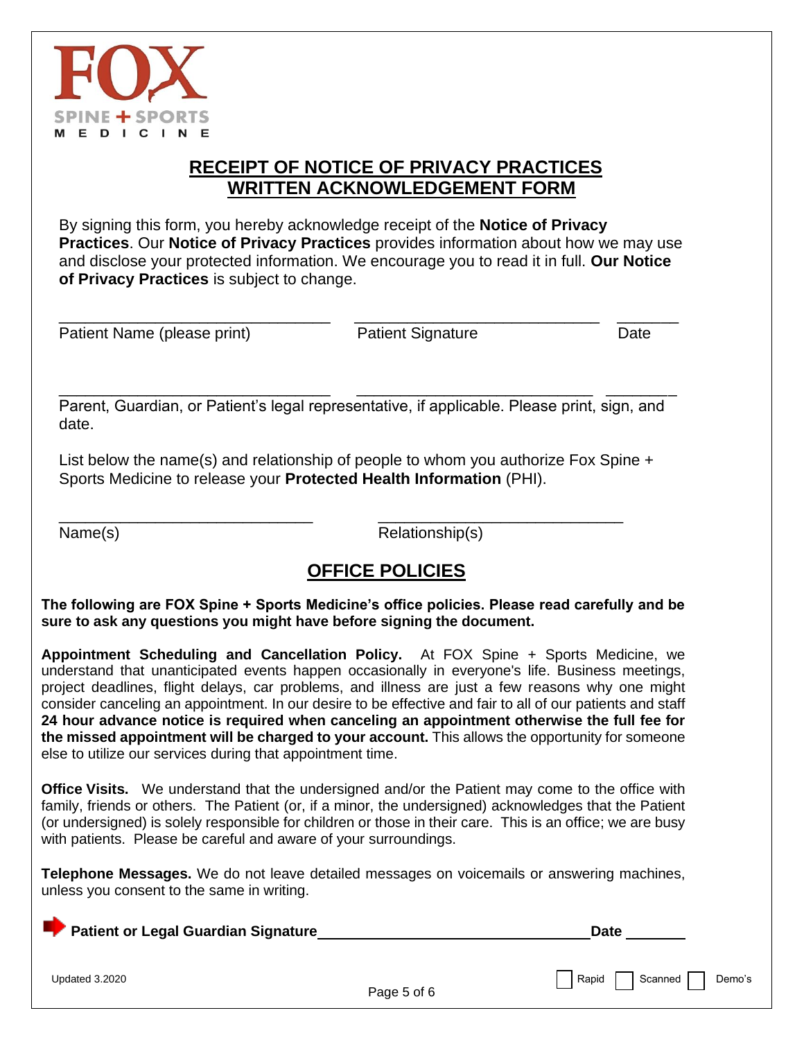FOX
SPINE + SPORTS
MEDICINE

# RECEIPT OF NOTICE OF PRIVACY PRACTICES WRITTEN ACKNOWLEDGEMENT FORM

By signing this form, you hereby acknowledge receipt of the **Notice of Privacy Practices**. Our **Notice of Privacy Practices** provides information about how we may use and disclose your protected information. We encourage you to read it in full. **Our Notice of Privacy Practices** is subject to change.

\_\_\_\_\_\_\_\_\_\_\_\_\_\_\_\_\_\_\_\_\_\_\_\_\_\_\_\_\_\_ \_\_\_\_\_\_\_\_\_\_\_\_\_\_\_\_\_\_\_\_\_\_\_\_\_\_\_ \_\_\_\_\_\_\_
Patient Name (please print) Patient Signature Date

\_\_\_\_\_\_\_\_\_\_\_\_\_\_\_\_\_\_\_\_\_\_\_\_\_\_\_\_\_\_ \_\_\_\_\_\_\_\_\_\_\_\_\_\_\_\_\_\_\_\_\_\_\_\_\_\_ \_\_\_\_\_\_\_\_
Parent, Guardian, or Patient's legal representative, if applicable. Please print, sign, and date.

List below the name(s) and relationship of people to whom you authorize Fox Spine + Sports Medicine to release your **Protected Health Information** (PHI).

\_\_\_\_\_\_\_\_\_\_\_\_\_\_\_\_\_\_\_\_\_\_\_\_\_\_\_\_ \_\_\_\_\_\_\_\_\_\_\_\_\_\_\_\_\_\_\_\_\_\_\_\_\_\_\_
Name(s) Relationship(s)

## OFFICE POLICIES

**The following are FOX Spine + Sports Medicine's office policies. Please read carefully and be sure to ask any questions you might have before signing the document.**

**Appointment Scheduling and Cancellation Policy.** At FOX Spine + Sports Medicine, we understand that unanticipated events happen occasionally in everyone's life. Business meetings, project deadlines, flight delays, car problems, and illness are just a few reasons why one might consider canceling an appointment. In our desire to be effective and fair to all of our patients and staff **24 hour advance notice is required when canceling an appointment otherwise the full fee for the missed appointment will be charged to your account.** This allows the opportunity for someone else to utilize our services during that appointment time.

**Office Visits.** We understand that the undersigned and/or the Patient may come to the office with family, friends or others. The Patient (or, if a minor, the undersigned) acknowledges that the Patient (or undersigned) is solely responsible for children or those in their care. This is an office; we are busy with patients. Please be careful and aware of your surroundings.

**Telephone Messages.** We do not leave detailed messages on voicemails or answering machines, unless you consent to the same in writing.

**Patient or Legal Guardian Signature**\_\_\_\_\_\_\_\_\_\_\_\_\_\_\_\_\_\_\_\_\_\_\_\_\_\_\_\_\_\_\_\_\_\_ **Date** \_\_\_\_\_\_\_

Updated 3.2020

☐ Rapid ☐ Scanned ☐ Demo's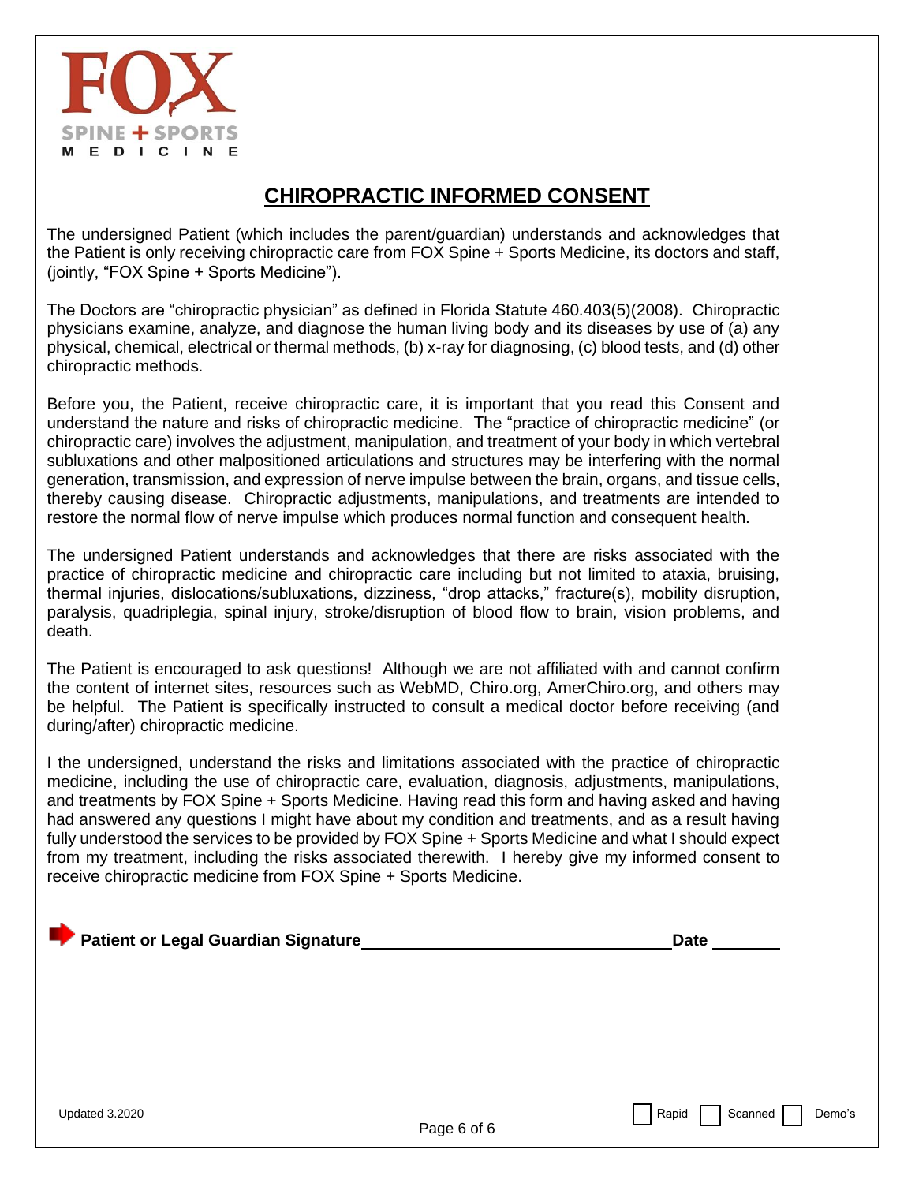FOX
SPINE + SPORTS
MEDICINE

# CHIROPRACTIC INFORMED CONSENT

The undersigned Patient (which includes the parent/guardian) understands and acknowledges that the Patient is only receiving chiropractic care from FOX Spine + Sports Medicine, its doctors and staff, (jointly, "FOX Spine + Sports Medicine").

The Doctors are "chiropractic physician" as defined in Florida Statute 460.403(5)(2008). Chiropractic physicians examine, analyze, and diagnose the human living body and its diseases by use of (a) any physical, chemical, electrical or thermal methods, (b) x-ray for diagnosing, (c) blood tests, and (d) other chiropractic methods.

Before you, the Patient, receive chiropractic care, it is important that you read this Consent and understand the nature and risks of chiropractic medicine. The "practice of chiropractic medicine" (or chiropractic care) involves the adjustment, manipulation, and treatment of your body in which vertebral subluxations and other malpositioned articulations and structures may be interfering with the normal generation, transmission, and expression of nerve impulse between the brain, organs, and tissue cells, thereby causing disease. Chiropractic adjustments, manipulations, and treatments are intended to restore the normal flow of nerve impulse which produces normal function and consequent health.

The undersigned Patient understands and acknowledges that there are risks associated with the practice of chiropractic medicine and chiropractic care including but not limited to ataxia, bruising, thermal injuries, dislocations/subluxations, dizziness, "drop attacks," fracture(s), mobility disruption, paralysis, quadriplegia, spinal injury, stroke/disruption of blood flow to brain, vision problems, and death.

The Patient is encouraged to ask questions! Although we are not affiliated with and cannot confirm the content of internet sites, resources such as WebMD, Chiro.org, AmerChiro.org, and others may be helpful. The Patient is specifically instructed to consult a medical doctor before receiving (and during/after) chiropractic medicine.

I the undersigned, understand the risks and limitations associated with the practice of chiropractic medicine, including the use of chiropractic care, evaluation, diagnosis, adjustments, manipulations, and treatments by FOX Spine + Sports Medicine. Having read this form and having asked and having had answered any questions I might have about my condition and treatments, and as a result having fully understood the services to be provided by FOX Spine + Sports Medicine and what I should expect from my treatment, including the risks associated therewith. I hereby give my informed consent to receive chiropractic medicine from FOX Spine + Sports Medicine.

**Patient or Legal Guardian Signature** ______________________________ **Date** ________

Updated 3.2020

☐ Rapid ☐ Scanned ☐ Demo's